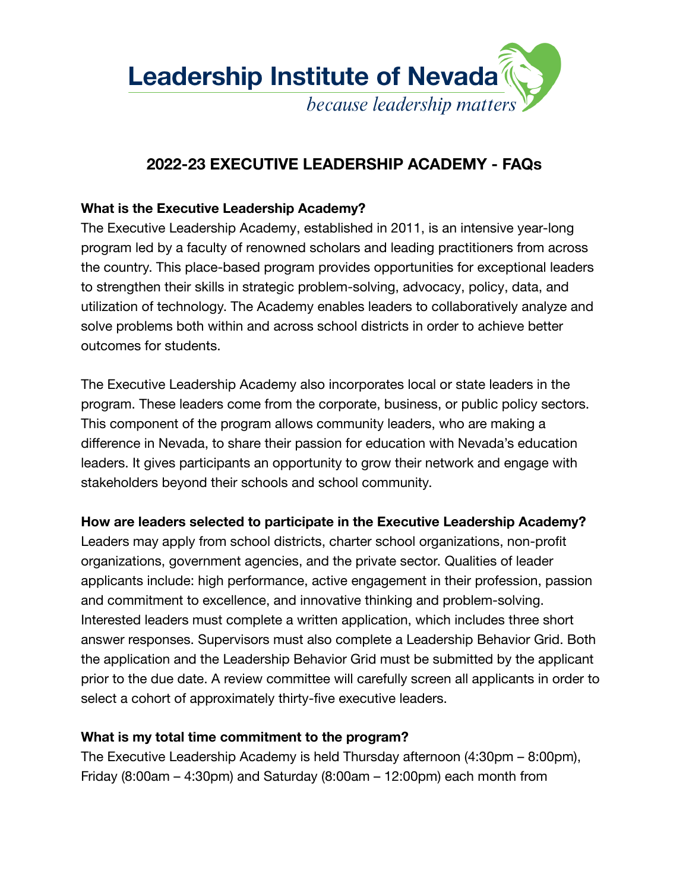Leadership Institute of Nevada

*because leadership matters*

# 2022-23 EXECUTIVE LEADERSHIP ACADEMY - FAQs

**What is the Executive Leadership Academy?**

The Executive Leadership Academy, established in 2011, is an intensive year-long program led by a faculty of renowned scholars and leading practitioners from across the country. This place-based program provides opportunities for exceptional leaders to strengthen their skills in strategic problem-solving, advocacy, policy, data, and utilization of technology. The Academy enables leaders to collaboratively analyze and solve problems both within and across school districts in order to achieve better outcomes for students.

The Executive Leadership Academy also incorporates local or state leaders in the program. These leaders come from the corporate, business, or public policy sectors. This component of the program allows community leaders, who are making a difference in Nevada, to share their passion for education with Nevada's education leaders. It gives participants an opportunity to grow their network and engage with stakeholders beyond their schools and school community.

**How are leaders selected to participate in the Executive Leadership Academy?**

Leaders may apply from school districts, charter school organizations, non-profit organizations, government agencies, and the private sector. Qualities of leader applicants include: high performance, active engagement in their profession, passion and commitment to excellence, and innovative thinking and problem-solving. Interested leaders must complete a written application, which includes three short answer responses. Supervisors must also complete a Leadership Behavior Grid. Both the application and the Leadership Behavior Grid must be submitted by the applicant prior to the due date. A review committee will carefully screen all applicants in order to select a cohort of approximately thirty-five executive leaders.

**What is my total time commitment to the program?**

The Executive Leadership Academy is held Thursday afternoon (4:30pm – 8:00pm), Friday (8:00am – 4:30pm) and Saturday (8:00am – 12:00pm) each month from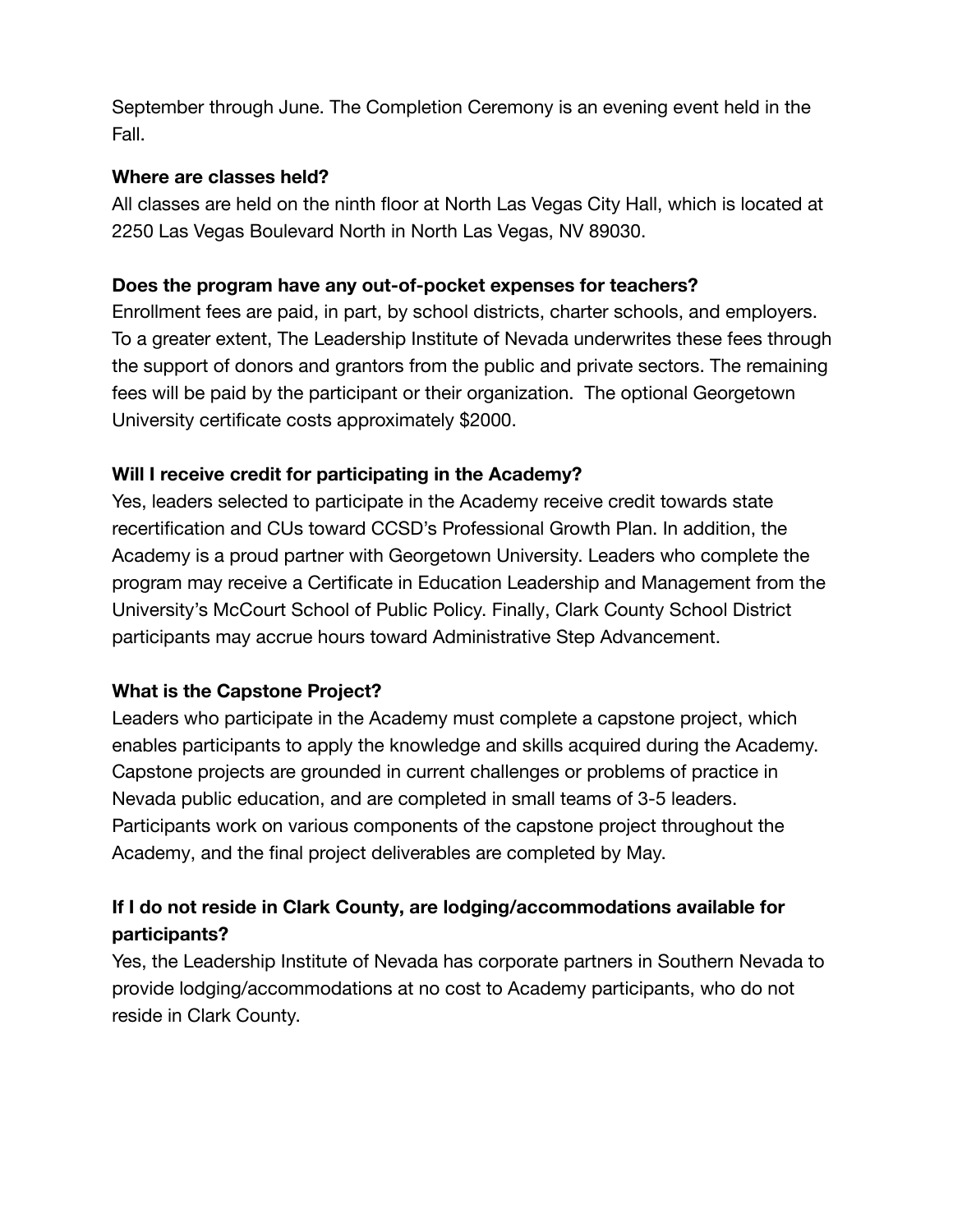September through June. The Completion Ceremony is an evening event held in the Fall.

**Where are classes held?**
All classes are held on the ninth floor at North Las Vegas City Hall, which is located at 2250 Las Vegas Boulevard North in North Las Vegas, NV 89030.

**Does the program have any out-of-pocket expenses for teachers?**
Enrollment fees are paid, in part, by school districts, charter schools, and employers. To a greater extent, The Leadership Institute of Nevada underwrites these fees through the support of donors and grantors from the public and private sectors. The remaining fees will be paid by the participant or their organization. The optional Georgetown University certificate costs approximately $2000.

**Will I receive credit for participating in the Academy?**
Yes, leaders selected to participate in the Academy receive credit towards state recertification and CUs toward CCSD's Professional Growth Plan. In addition, the Academy is a proud partner with Georgetown University. Leaders who complete the program may receive a Certificate in Education Leadership and Management from the University's McCourt School of Public Policy. Finally, Clark County School District participants may accrue hours toward Administrative Step Advancement.

**What is the Capstone Project?**
Leaders who participate in the Academy must complete a capstone project, which enables participants to apply the knowledge and skills acquired during the Academy. Capstone projects are grounded in current challenges or problems of practice in Nevada public education, and are completed in small teams of 3-5 leaders. Participants work on various components of the capstone project throughout the Academy, and the final project deliverables are completed by May.

**If I do not reside in Clark County, are lodging/accommodations available for participants?**
Yes, the Leadership Institute of Nevada has corporate partners in Southern Nevada to provide lodging/accommodations at no cost to Academy participants, who do not reside in Clark County.